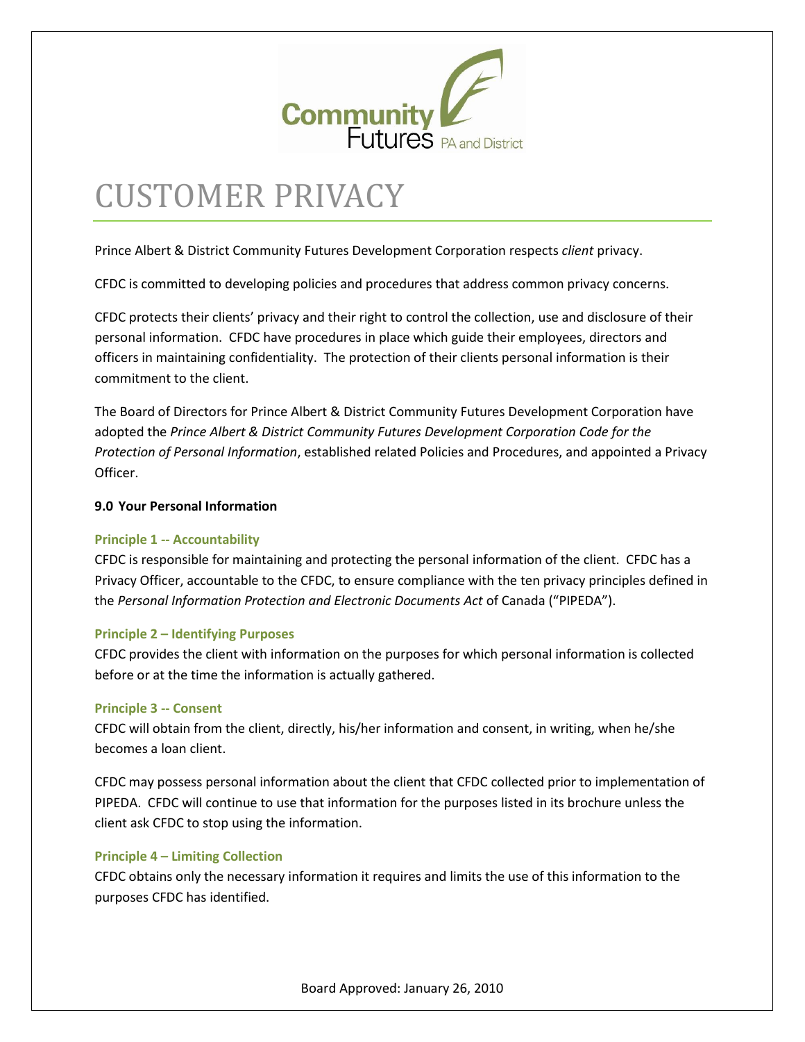# CUSTOMER PRIVACY

Prince Albert & District Community Futures Development Corporation respects *client* privacy.

CFDC is committed to developing policies and procedures that address common privacy concerns.

CFDC protects their clients' privacy and their right to control the collection, use and disclosure of their personal information. CFDC have procedures in place which guide their employees, directors and officers in maintaining confidentiality. The protection of their clients personal information is their commitment to the client.

The Board of Directors for Prince Albert & District Community Futures Development Corporation have adopted the *Prince Albert & District Community Futures Development Corporation Code for the Protection of Personal Information*, established related Policies and Procedures, and appointed a Privacy Officer.

**9.0 Your Personal Information**

### Principle 1 -- Accountability

CFDC is responsible for maintaining and protecting the personal information of the client. CFDC has a Privacy Officer, accountable to the CFDC, to ensure compliance with the ten privacy principles defined in the *Personal Information Protection and Electronic Documents Act* of Canada ("PIPEDA").

### Principle 2 – Identifying Purposes

CFDC provides the client with information on the purposes for which personal information is collected before or at the time the information is actually gathered.

### Principle 3 -- Consent

CFDC will obtain from the client, directly, his/her information and consent, in writing, when he/she becomes a loan client.

CFDC may possess personal information about the client that CFDC collected prior to implementation of PIPEDA. CFDC will continue to use that information for the purposes listed in its brochure unless the client ask CFDC to stop using the information.

### Principle 4 – Limiting Collection

CFDC obtains only the necessary information it requires and limits the use of this information to the purposes CFDC has identified.

Board Approved: January 26, 2010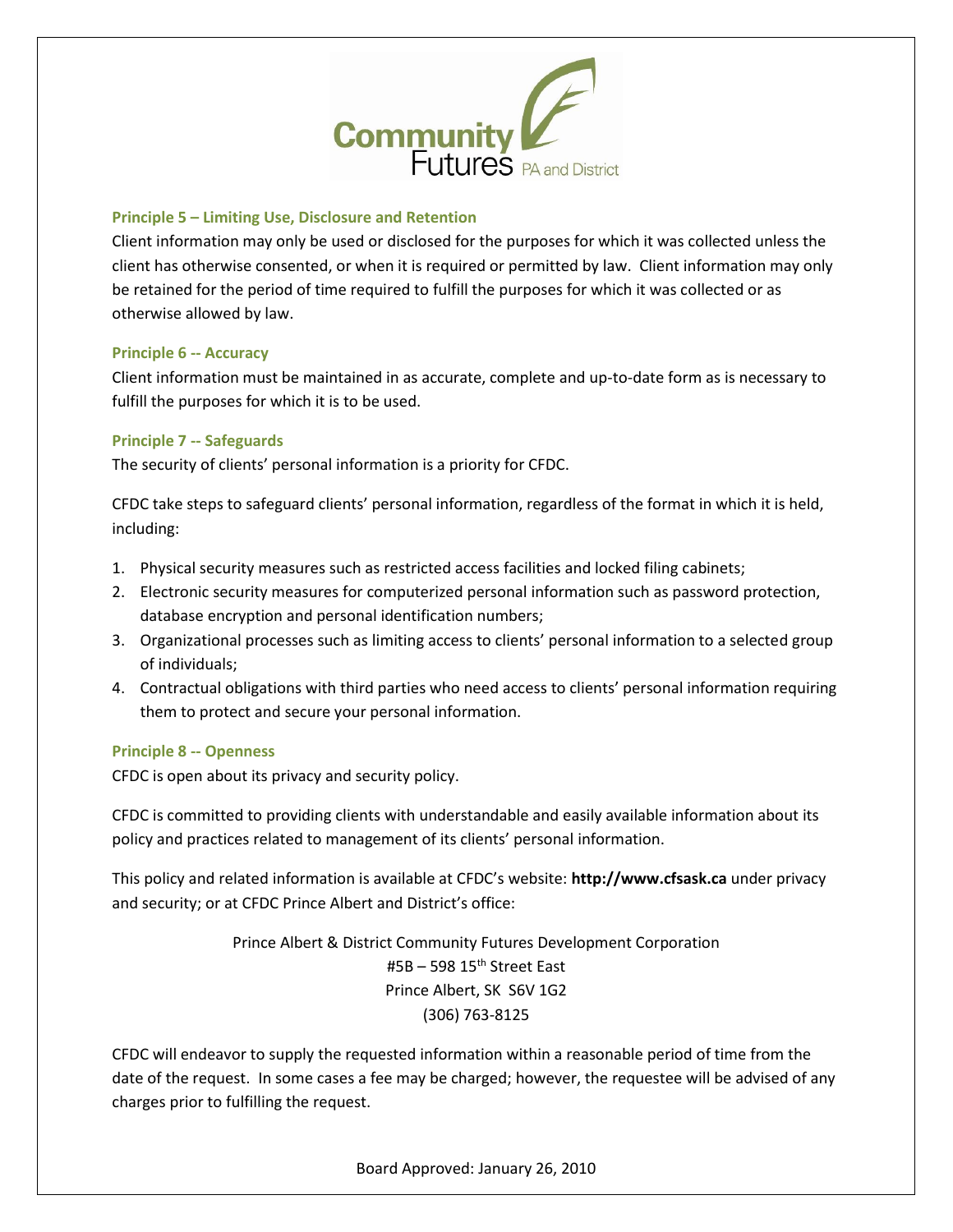### Principle 5 – Limiting Use, Disclosure and Retention

Client information may only be used or disclosed for the purposes for which it was collected unless the client has otherwise consented, or when it is required or permitted by law. Client information may only be retained for the period of time required to fulfill the purposes for which it was collected or as otherwise allowed by law.

### Principle 6 -- Accuracy

Client information must be maintained in as accurate, complete and up-to-date form as is necessary to fulfill the purposes for which it is to be used.

### Principle 7 -- Safeguards

The security of clients' personal information is a priority for CFDC.

CFDC take steps to safeguard clients' personal information, regardless of the format in which it is held, including:

1. Physical security measures such as restricted access facilities and locked filing cabinets;
2. Electronic security measures for computerized personal information such as password protection, database encryption and personal identification numbers;
3. Organizational processes such as limiting access to clients' personal information to a selected group of individuals;
4. Contractual obligations with third parties who need access to clients' personal information requiring them to protect and secure your personal information.

### Principle 8 -- Openness

CFDC is open about its privacy and security policy.

CFDC is committed to providing clients with understandable and easily available information about its policy and practices related to management of its clients' personal information.

This policy and related information is available at CFDC's website: **http://www.cfsask.ca** under privacy and security; or at CFDC Prince Albert and District's office:

Prince Albert & District Community Futures Development Corporation
#5B – 598 15th Street East
Prince Albert, SK S6V 1G2
(306) 763-8125

CFDC will endeavor to supply the requested information within a reasonable period of time from the date of the request. In some cases a fee may be charged; however, the requestee will be advised of any charges prior to fulfilling the request.

Board Approved: January 26, 2010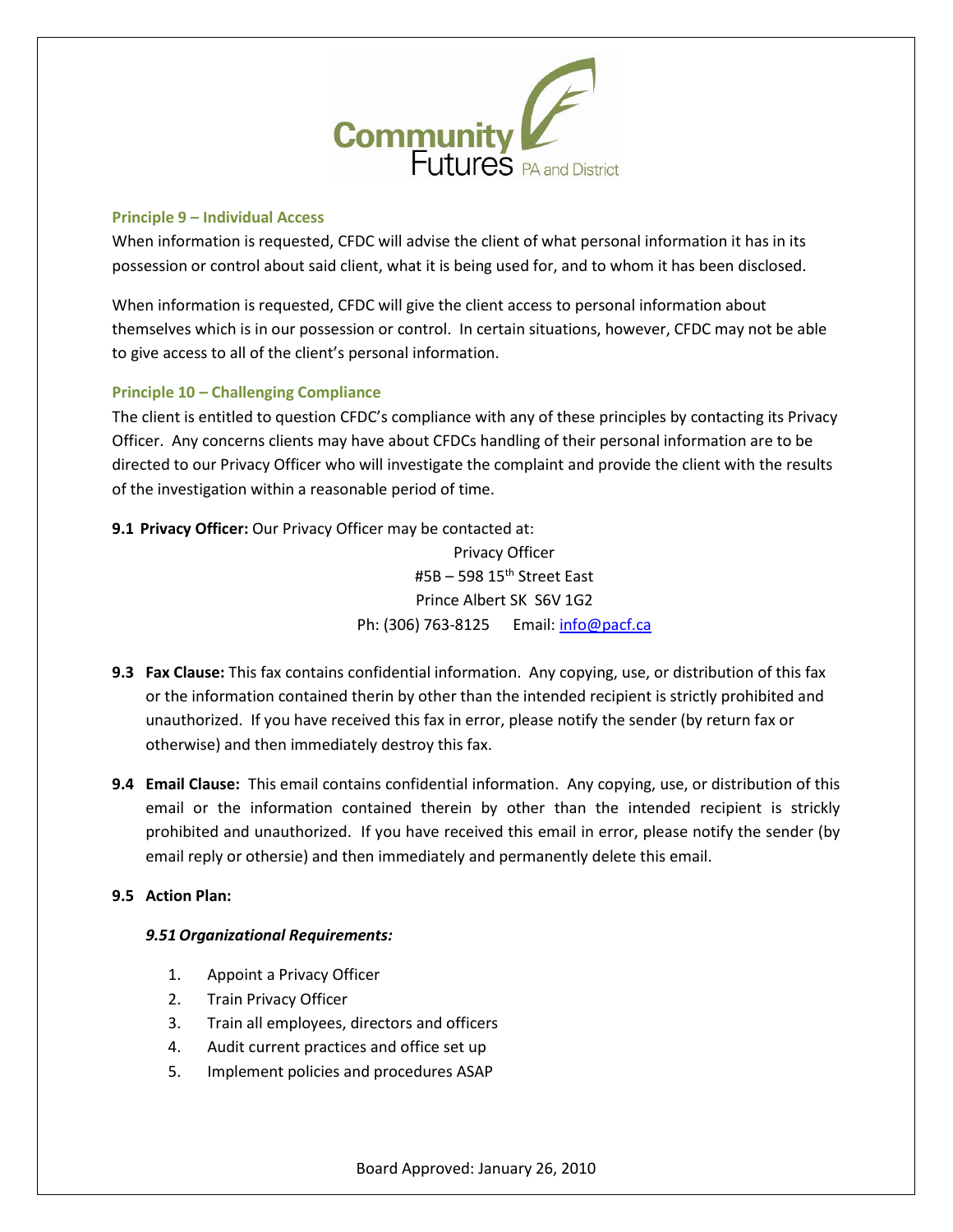### Principle 9 – Individual Access

When information is requested, CFDC will advise the client of what personal information it has in its possession or control about said client, what it is being used for, and to whom it has been disclosed.

When information is requested, CFDC will give the client access to personal information about themselves which is in our possession or control. In certain situations, however, CFDC may not be able to give access to all of the client's personal information.

### Principle 10 – Challenging Compliance

The client is entitled to question CFDC's compliance with any of these principles by contacting its Privacy Officer. Any concerns clients may have about CFDCs handling of their personal information are to be directed to our Privacy Officer who will investigate the complaint and provide the client with the results of the investigation within a reasonable period of time.

**9.1 Privacy Officer:** Our Privacy Officer may be contacted at:

Privacy Officer
#5B – 598 15th Street East
Prince Albert SK S6V 1G2
Ph: (306) 763-8125 Email: info@pacf.ca

**9.3 Fax Clause:** This fax contains confidential information. Any copying, use, or distribution of this fax or the information contained therin by other than the intended recipient is strictly prohibited and unauthorized. If you have received this fax in error, please notify the sender (by return fax or otherwise) and then immediately destroy this fax.

**9.4 Email Clause:** This email contains confidential information. Any copying, use, or distribution of this email or the information contained therein by other than the intended recipient is strickly prohibited and unauthorized. If you have received this email in error, please notify the sender (by email reply or othersie) and then immediately and permanently delete this email.

**9.5 Action Plan:**

***9.51 Organizational Requirements:***

1. Appoint a Privacy Officer
2. Train Privacy Officer
3. Train all employees, directors and officers
4. Audit current practices and office set up
5. Implement policies and procedures ASAP

Board Approved: January 26, 2010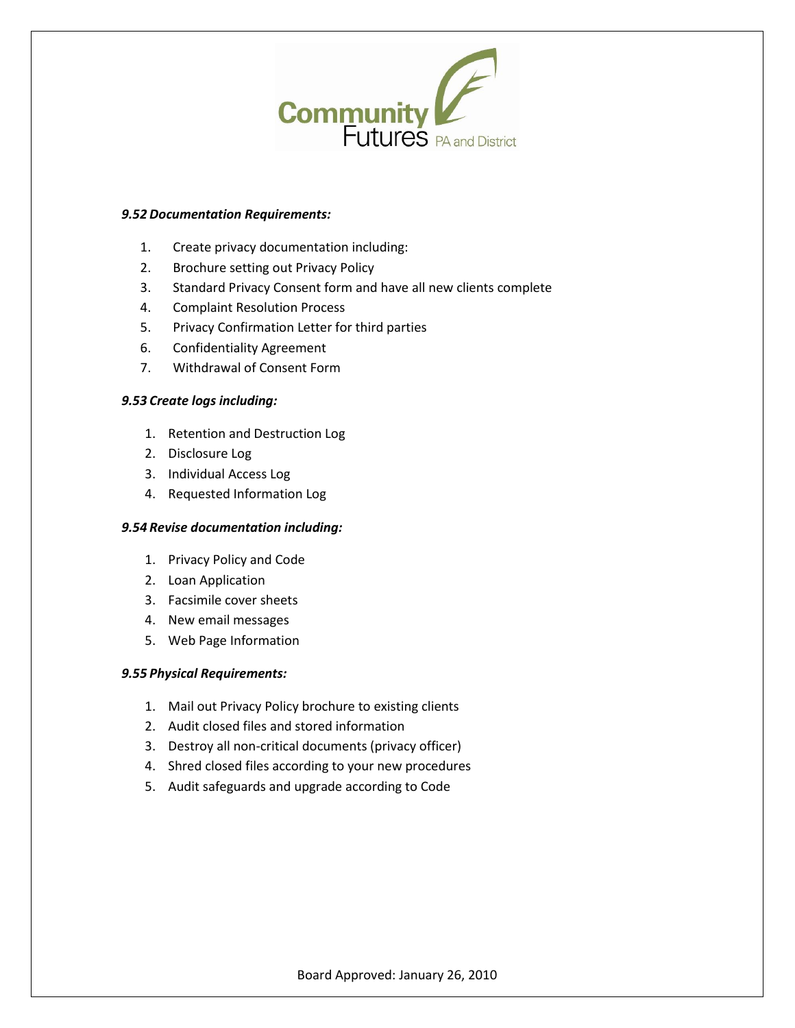### *9.52 Documentation Requirements:*

1. Create privacy documentation including:
2. Brochure setting out Privacy Policy
3. Standard Privacy Consent form and have all new clients complete
4. Complaint Resolution Process
5. Privacy Confirmation Letter for third parties
6. Confidentiality Agreement
7. Withdrawal of Consent Form

### *9.53 Create logs including:*

1. Retention and Destruction Log
2. Disclosure Log
3. Individual Access Log
4. Requested Information Log

### *9.54 Revise documentation including:*

1. Privacy Policy and Code
2. Loan Application
3. Facsimile cover sheets
4. New email messages
5. Web Page Information

### *9.55 Physical Requirements:*

1. Mail out Privacy Policy brochure to existing clients
2. Audit closed files and stored information
3. Destroy all non-critical documents (privacy officer)
4. Shred closed files according to your new procedures
5. Audit safeguards and upgrade according to Code

Board Approved: January 26, 2010